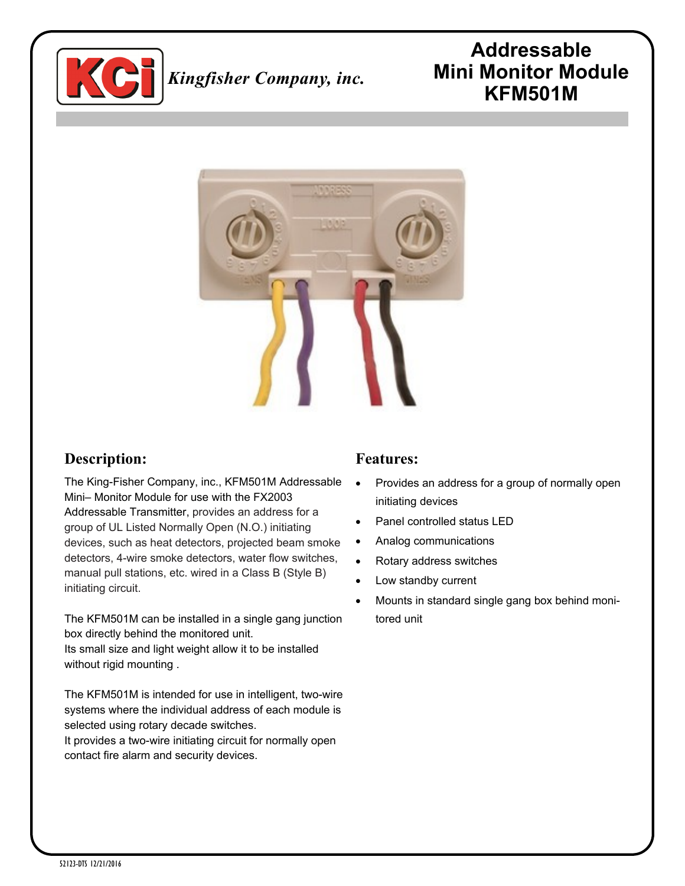*Kingfisher Company, inc.*

# Addressable Mini Monitor Module KFM501M

## Description:

The King-Fisher Company, inc., KFM501M Addressable Mini– Monitor Module for use with the FX2003 Addressable Transmitter, provides an address for a group of UL Listed Normally Open (N.O.) initiating devices, such as heat detectors, projected beam smoke detectors, 4-wire smoke detectors, water flow switches, manual pull stations, etc. wired in a Class B (Style B) initiating circuit.

The KFM501M can be installed in a single gang junction box directly behind the monitored unit.
Its small size and light weight allow it to be installed without rigid mounting .

The KFM501M is intended for use in intelligent, two-wire systems where the individual address of each module is selected using rotary decade switches.
It provides a two-wire initiating circuit for normally open contact fire alarm and security devices.

## Features:

- Provides an address for a group of normally open initiating devices
- Panel controlled status LED
- Analog communications
- Rotary address switches
- Low standby current
- Mounts in standard single gang box behind monitored unit

52123-DTS 12/21/2016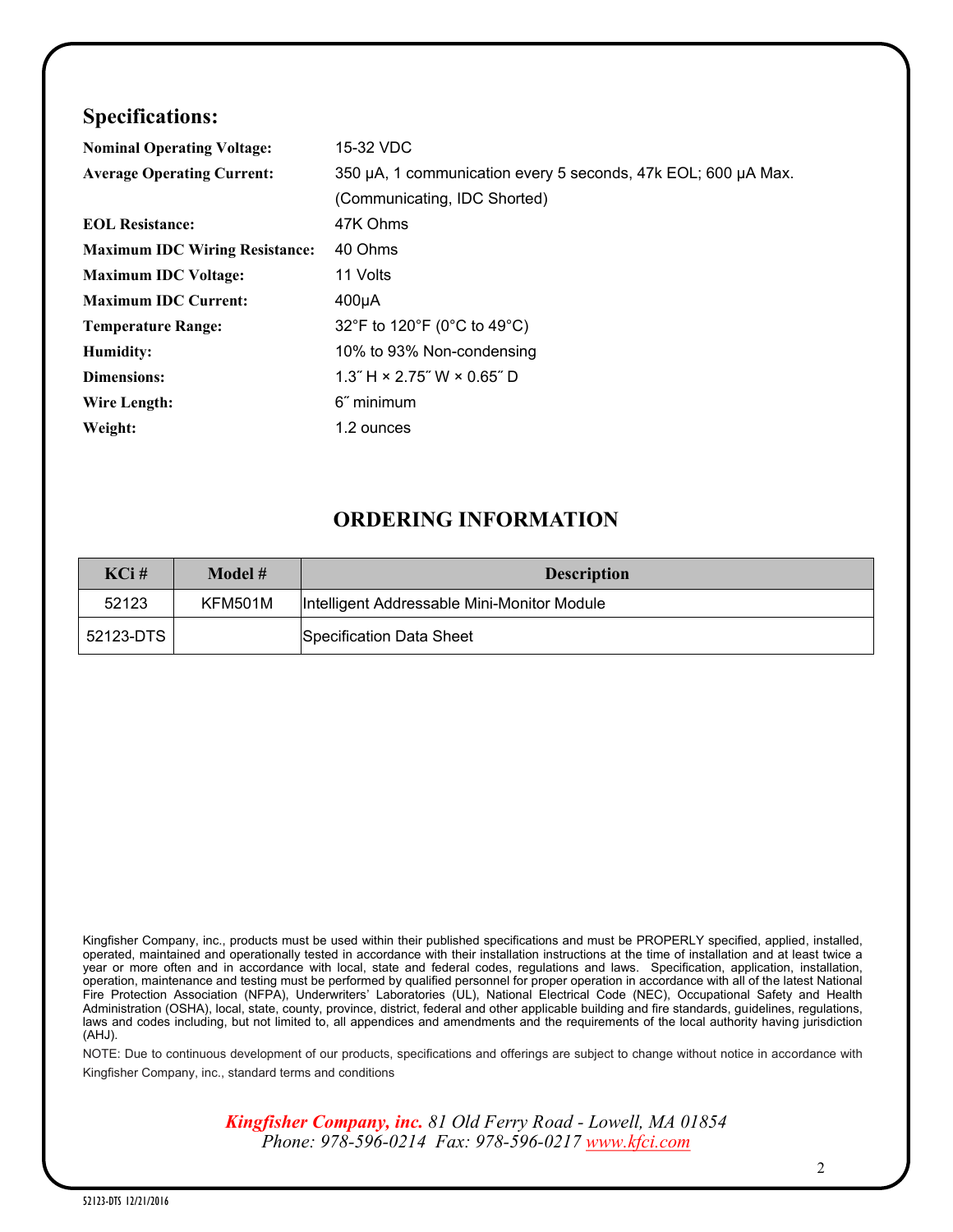## Specifications:

| | |
|---|---|
| **Nominal Operating Voltage:** | 15-32 VDC |
| **Average Operating Current:** | 350 µA, 1 communication every 5 seconds, 47k EOL; 600 µA Max. (Communicating, IDC Shorted) |
| **EOL Resistance:** | 47K Ohms |
| **Maximum IDC Wiring Resistance:** | 40 Ohms |
| **Maximum IDC Voltage:** | 11 Volts |
| **Maximum IDC Current:** | 400µA |
| **Temperature Range:** | 32°F to 120°F (0°C to 49°C) |
| **Humidity:** | 10% to 93% Non-condensing |
| **Dimensions:** | 1.3˝ H × 2.75˝ W × 0.65˝ D |
| **Wire Length:** | 6˝ minimum |
| **Weight:** | 1.2 ounces |

## ORDERING INFORMATION

| KCi # | Model # | Description |
|---|---|---|
| 52123 | KFM501M | Intelligent Addressable Mini-Monitor Module |
| 52123-DTS | | Specification Data Sheet |

Kingfisher Company, inc., products must be used within their published specifications and must be PROPERLY specified, applied, installed, operated, maintained and operationally tested in accordance with their installation instructions at the time of installation and at least twice a year or more often and in accordance with local, state and federal codes, regulations and laws. Specification, application, installation, operation, maintenance and testing must be performed by qualified personnel for proper operation in accordance with all of the latest National Fire Protection Association (NFPA), Underwriters' Laboratories (UL), National Electrical Code (NEC), Occupational Safety and Health Administration (OSHA), local, state, county, province, district, federal and other applicable building and fire standards, guidelines, regulations, laws and codes including, but not limited to, all appendices and amendments and the requirements of the local authority having jurisdiction (AHJ).

NOTE: Due to continuous development of our products, specifications and offerings are subject to change without notice in accordance with Kingfisher Company, inc., standard terms and conditions

***Kingfisher Company, inc.*** *81 Old Ferry Road - Lowell, MA 01854*
*Phone: 978-596-0214 Fax: 978-596-0217 www.kfci.com*

52123-DTS 12/21/2016